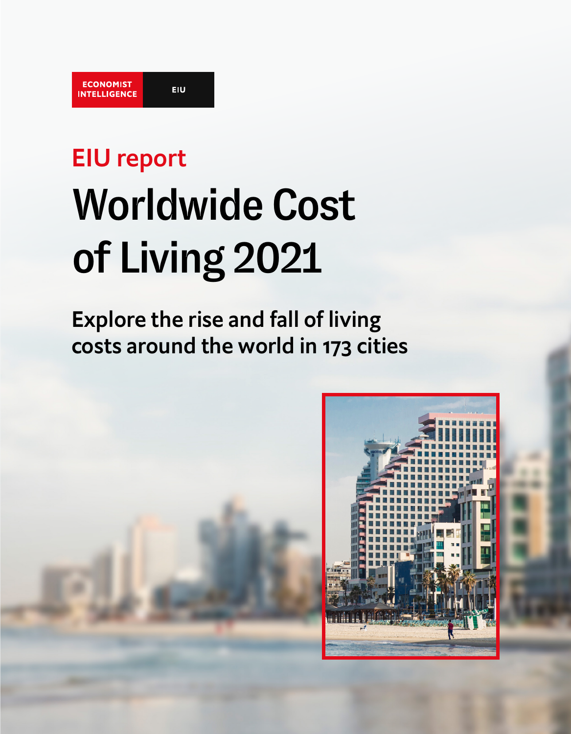ECONOMIST INTELLIGENCE | EIU

EIU report

# Worldwide Cost of Living 2021

## Explore the rise and fall of living costs around the world in 173 cities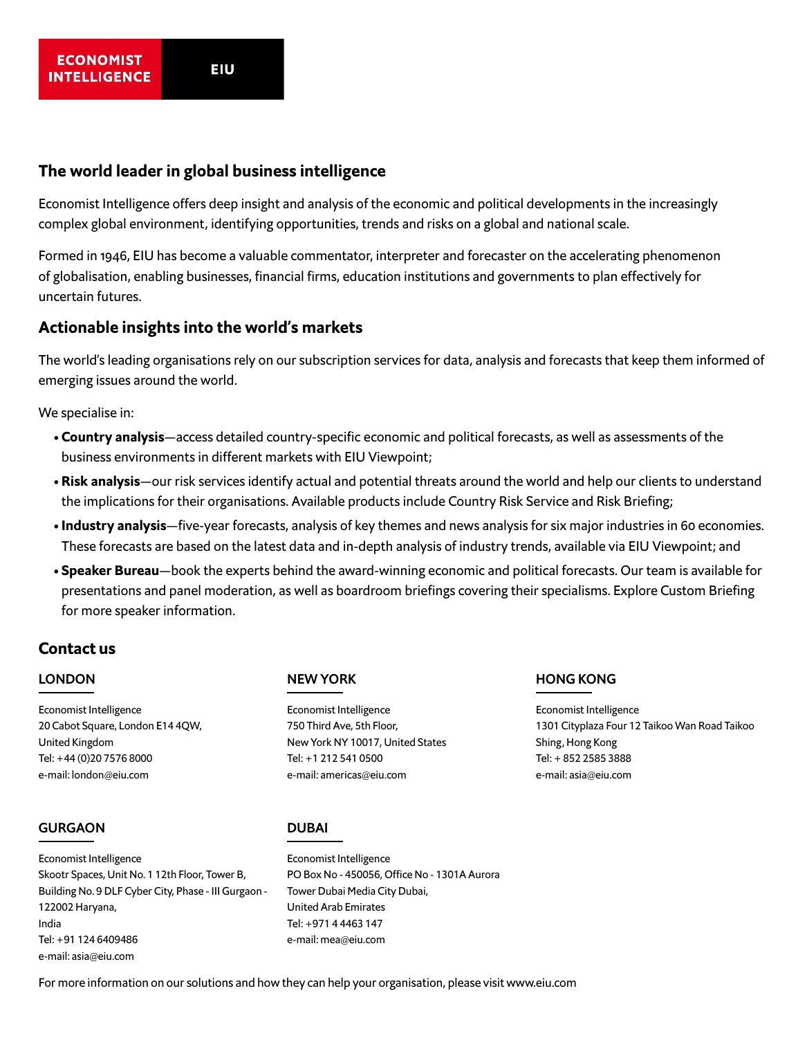ECONOMIST INTELLIGENCE | EIU

## The world leader in global business intelligence

Economist Intelligence offers deep insight and analysis of the economic and political developments in the increasingly complex global environment, identifying opportunities, trends and risks on a global and national scale.

Formed in 1946, EIU has become a valuable commentator, interpreter and forecaster on the accelerating phenomenon of globalisation, enabling businesses, financial firms, education institutions and governments to plan effectively for uncertain futures.

## Actionable insights into the world's markets

The world's leading organisations rely on our subscription services for data, analysis and forecasts that keep them informed of emerging issues around the world.

We specialise in:

- **Country analysis**—access detailed country-specific economic and political forecasts, as well as assessments of the business environments in different markets with EIU Viewpoint;
- **Risk analysis**—our risk services identify actual and potential threats around the world and help our clients to understand the implications for their organisations. Available products include Country Risk Service and Risk Briefing;
- **Industry analysis**—five-year forecasts, analysis of key themes and news analysis for six major industries in 60 economies. These forecasts are based on the latest data and in-depth analysis of industry trends, available via EIU Viewpoint; and
- **Speaker Bureau**—book the experts behind the award-winning economic and political forecasts. Our team is available for presentations and panel moderation, as well as boardroom briefings covering their specialisms. Explore Custom Briefing for more speaker information.

## Contact us

### LONDON

Economist Intelligence
20 Cabot Square, London E14 4QW,
United Kingdom
Tel: +44 (0)20 7576 8000
e-mail: london@eiu.com

### NEW YORK

Economist Intelligence
750 Third Ave, 5th Floor,
New York NY 10017, United States
Tel: +1 212 541 0500
e-mail: americas@eiu.com

### HONG KONG

Economist Intelligence
1301 Cityplaza Four 12 Taikoo Wan Road Taikoo Shing, Hong Kong
Tel: + 852 2585 3888
e-mail: asia@eiu.com

### GURGAON

Economist Intelligence
Skootr Spaces, Unit No. 1 12th Floor, Tower B, Building No. 9 DLF Cyber City, Phase - III Gurgaon - 122002 Haryana,
India
Tel: +91 124 6409486
e-mail: asia@eiu.com

### DUBAI

Economist Intelligence
PO Box No - 450056, Office No - 1301A Aurora Tower Dubai Media City Dubai,
United Arab Emirates
Tel: +971 4 4463 147
e-mail: mea@eiu.com

For more information on our solutions and how they can help your organisation, please visit www.eiu.com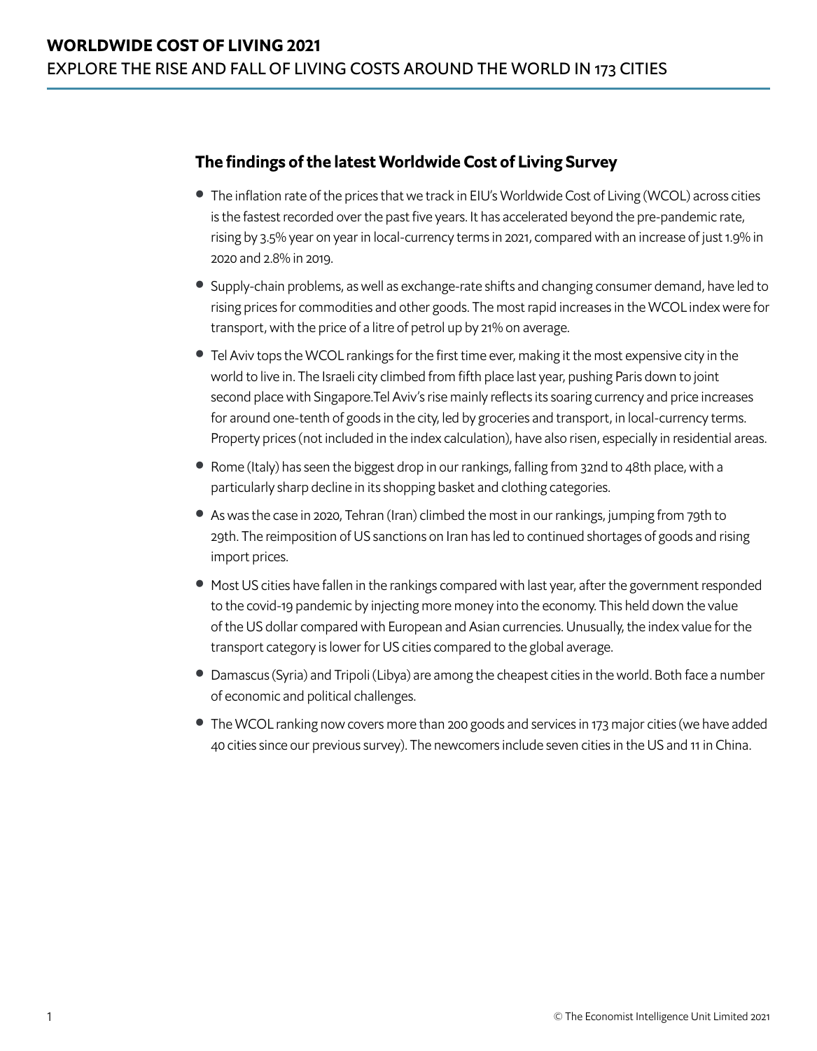## The findings of the latest Worldwide Cost of Living Survey

- The inflation rate of the prices that we track in EIU's Worldwide Cost of Living (WCOL) across cities is the fastest recorded over the past five years. It has accelerated beyond the pre-pandemic rate, rising by 3.5% year on year in local-currency terms in 2021, compared with an increase of just 1.9% in 2020 and 2.8% in 2019.
- Supply-chain problems, as well as exchange-rate shifts and changing consumer demand, have led to rising prices for commodities and other goods. The most rapid increases in the WCOL index were for transport, with the price of a litre of petrol up by 21% on average.
- Tel Aviv tops the WCOL rankings for the first time ever, making it the most expensive city in the world to live in. The Israeli city climbed from fifth place last year, pushing Paris down to joint second place with Singapore.Tel Aviv's rise mainly reflects its soaring currency and price increases for around one-tenth of goods in the city, led by groceries and transport, in local-currency terms. Property prices (not included in the index calculation), have also risen, especially in residential areas.
- Rome (Italy) has seen the biggest drop in our rankings, falling from 32nd to 48th place, with a particularly sharp decline in its shopping basket and clothing categories.
- As was the case in 2020, Tehran (Iran) climbed the most in our rankings, jumping from 79th to 29th. The reimposition of US sanctions on Iran has led to continued shortages of goods and rising import prices.
- Most US cities have fallen in the rankings compared with last year, after the government responded to the covid-19 pandemic by injecting more money into the economy. This held down the value of the US dollar compared with European and Asian currencies. Unusually, the index value for the transport category is lower for US cities compared to the global average.
- Damascus (Syria) and Tripoli (Libya) are among the cheapest cities in the world. Both face a number of economic and political challenges.
- The WCOL ranking now covers more than 200 goods and services in 173 major cities (we have added 40 cities since our previous survey). The newcomers include seven cities in the US and 11 in China.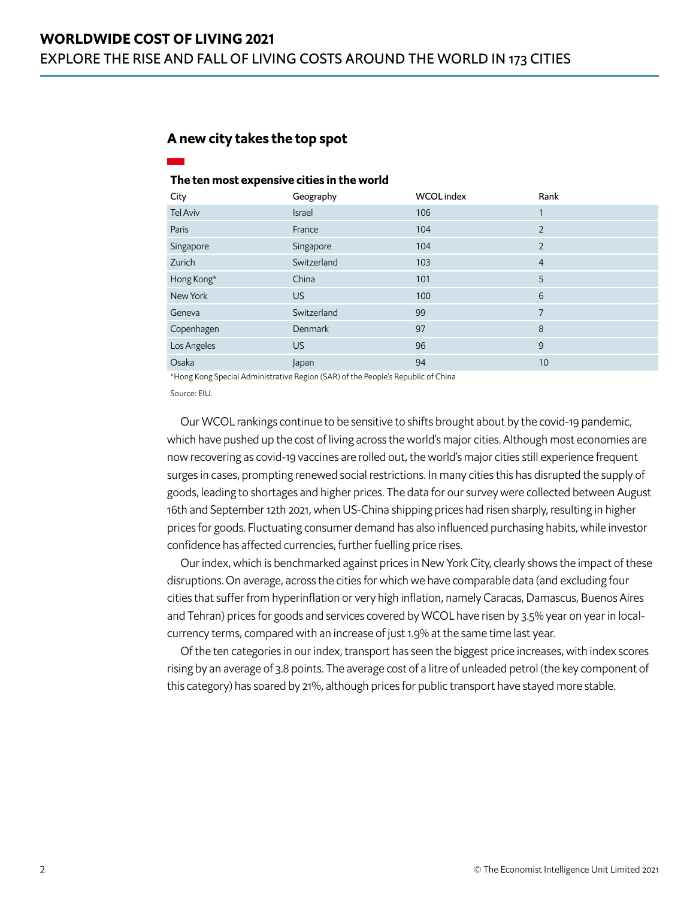## A new city takes the top spot

**The ten most expensive cities in the world**

| City | Geography | WCOL index | Rank |
|---|---|---|---|
| Tel Aviv | Israel | 106 | 1 |
| Paris | France | 104 | 2 |
| Singapore | Singapore | 104 | 2 |
| Zurich | Switzerland | 103 | 4 |
| Hong Kong* | China | 101 | 5 |
| New York | US | 100 | 6 |
| Geneva | Switzerland | 99 | 7 |
| Copenhagen | Denmark | 97 | 8 |
| Los Angeles | US | 96 | 9 |
| Osaka | Japan | 94 | 10 |

*Hong Kong Special Administrative Region (SAR) of the People's Republic of China

Source: EIU.

Our WCOL rankings continue to be sensitive to shifts brought about by the covid-19 pandemic, which have pushed up the cost of living across the world's major cities. Although most economies are now recovering as covid-19 vaccines are rolled out, the world's major cities still experience frequent surges in cases, prompting renewed social restrictions. In many cities this has disrupted the supply of goods, leading to shortages and higher prices. The data for our survey were collected between August 16th and September 12th 2021, when US-China shipping prices had risen sharply, resulting in higher prices for goods. Fluctuating consumer demand has also influenced purchasing habits, while investor confidence has affected currencies, further fuelling price rises.

Our index, which is benchmarked against prices in New York City, clearly shows the impact of these disruptions. On average, across the cities for which we have comparable data (and excluding four cities that suffer from hyperinflation or very high inflation, namely Caracas, Damascus, Buenos Aires and Tehran) prices for goods and services covered by WCOL have risen by 3.5% year on year in local-currency terms, compared with an increase of just 1.9% at the same time last year.

Of the ten categories in our index, transport has seen the biggest price increases, with index scores rising by an average of 3.8 points. The average cost of a litre of unleaded petrol (the key component of this category) has soared by 21%, although prices for public transport have stayed more stable.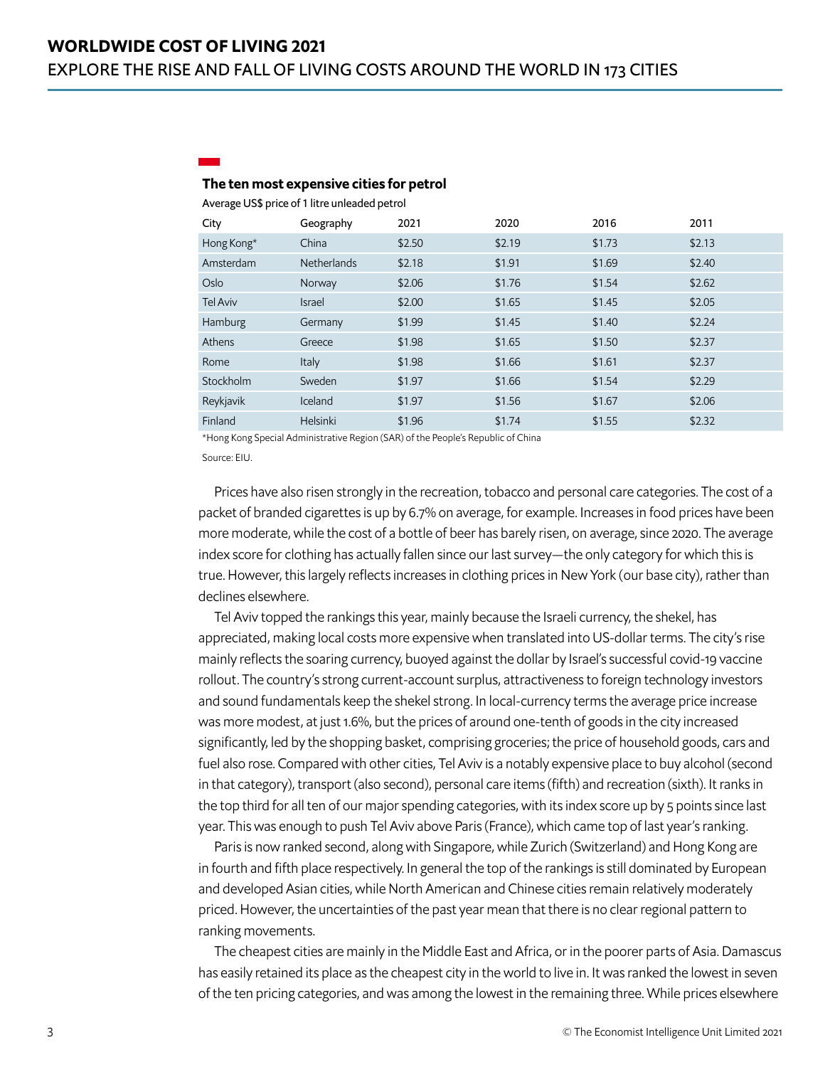### The ten most expensive cities for petrol

Average US$ price of 1 litre unleaded petrol

| City | Geography | 2021 | 2020 | 2016 | 2011 |
|---|---|---|---|---|---|
| Hong Kong* | China | $2.50 | $2.19 | $1.73 | $2.13 |
| Amsterdam | Netherlands | $2.18 | $1.91 | $1.69 | $2.40 |
| Oslo | Norway | $2.06 | $1.76 | $1.54 | $2.62 |
| Tel Aviv | Israel | $2.00 | $1.65 | $1.45 | $2.05 |
| Hamburg | Germany | $1.99 | $1.45 | $1.40 | $2.24 |
| Athens | Greece | $1.98 | $1.65 | $1.50 | $2.37 |
| Rome | Italy | $1.98 | $1.66 | $1.61 | $2.37 |
| Stockholm | Sweden | $1.97 | $1.66 | $1.54 | $2.29 |
| Reykjavik | Iceland | $1.97 | $1.56 | $1.67 | $2.06 |
| Finland | Helsinki | $1.96 | $1.74 | $1.55 | $2.32 |

*Hong Kong Special Administrative Region (SAR) of the People's Republic of China

Source: EIU.

Prices have also risen strongly in the recreation, tobacco and personal care categories. The cost of a packet of branded cigarettes is up by 6.7% on average, for example. Increases in food prices have been more moderate, while the cost of a bottle of beer has barely risen, on average, since 2020. The average index score for clothing has actually fallen since our last survey—the only category for which this is true. However, this largely reflects increases in clothing prices in New York (our base city), rather than declines elsewhere.

Tel Aviv topped the rankings this year, mainly because the Israeli currency, the shekel, has appreciated, making local costs more expensive when translated into US-dollar terms. The city's rise mainly reflects the soaring currency, buoyed against the dollar by Israel's successful covid-19 vaccine rollout. The country's strong current-account surplus, attractiveness to foreign technology investors and sound fundamentals keep the shekel strong. In local-currency terms the average price increase was more modest, at just 1.6%, but the prices of around one-tenth of goods in the city increased significantly, led by the shopping basket, comprising groceries; the price of household goods, cars and fuel also rose. Compared with other cities, Tel Aviv is a notably expensive place to buy alcohol (second in that category), transport (also second), personal care items (fifth) and recreation (sixth). It ranks in the top third for all ten of our major spending categories, with its index score up by 5 points since last year. This was enough to push Tel Aviv above Paris (France), which came top of last year's ranking.

Paris is now ranked second, along with Singapore, while Zurich (Switzerland) and Hong Kong are in fourth and fifth place respectively. In general the top of the rankings is still dominated by European and developed Asian cities, while North American and Chinese cities remain relatively moderately priced. However, the uncertainties of the past year mean that there is no clear regional pattern to ranking movements.

The cheapest cities are mainly in the Middle East and Africa, or in the poorer parts of Asia. Damascus has easily retained its place as the cheapest city in the world to live in. It was ranked the lowest in seven of the ten pricing categories, and was among the lowest in the remaining three. While prices elsewhere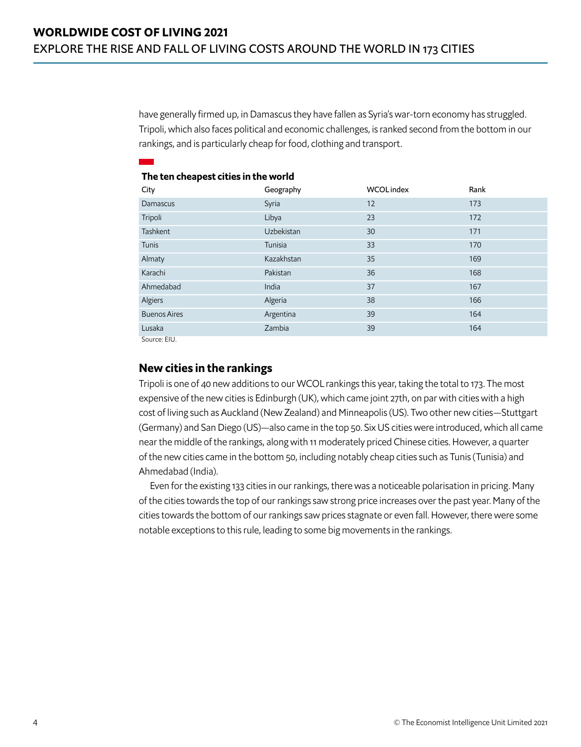have generally firmed up, in Damascus they have fallen as Syria's war-torn economy has struggled. Tripoli, which also faces political and economic challenges, is ranked second from the bottom in our rankings, and is particularly cheap for food, clothing and transport.

**The ten cheapest cities in the world**

| City | Geography | WCOL index | Rank |
|---|---|---|---|
| Damascus | Syria | 12 | 173 |
| Tripoli | Libya | 23 | 172 |
| Tashkent | Uzbekistan | 30 | 171 |
| Tunis | Tunisia | 33 | 170 |
| Almaty | Kazakhstan | 35 | 169 |
| Karachi | Pakistan | 36 | 168 |
| Ahmedabad | India | 37 | 167 |
| Algiers | Algeria | 38 | 166 |
| Buenos Aires | Argentina | 39 | 164 |
| Lusaka | Zambia | 39 | 164 |

Source: EIU.

## New cities in the rankings

Tripoli is one of 40 new additions to our WCOL rankings this year, taking the total to 173. The most expensive of the new cities is Edinburgh (UK), which came joint 27th, on par with cities with a high cost of living such as Auckland (New Zealand) and Minneapolis (US). Two other new cities—Stuttgart (Germany) and San Diego (US)—also came in the top 50. Six US cities were introduced, which all came near the middle of the rankings, along with 11 moderately priced Chinese cities. However, a quarter of the new cities came in the bottom 50, including notably cheap cities such as Tunis (Tunisia) and Ahmedabad (India).

Even for the existing 133 cities in our rankings, there was a noticeable polarisation in pricing. Many of the cities towards the top of our rankings saw strong price increases over the past year. Many of the cities towards the bottom of our rankings saw prices stagnate or even fall. However, there were some notable exceptions to this rule, leading to some big movements in the rankings.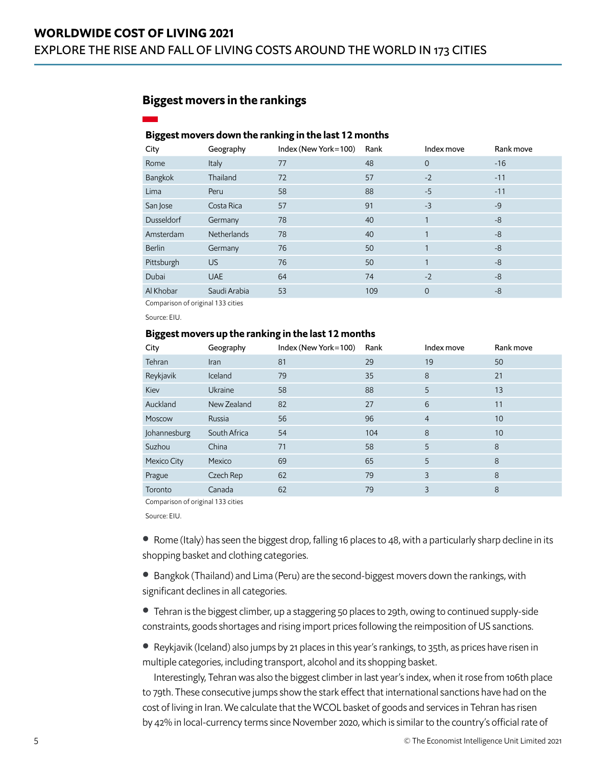## Biggest movers in the rankings

### Biggest movers down the ranking in the last 12 months

| City | Geography | Index (New York=100) | Rank | Index move | Rank move |
|---|---|---|---|---|---|
| Rome | Italy | 77 | 48 | 0 | -16 |
| Bangkok | Thailand | 72 | 57 | -2 | -11 |
| Lima | Peru | 58 | 88 | -5 | -11 |
| San Jose | Costa Rica | 57 | 91 | -3 | -9 |
| Dusseldorf | Germany | 78 | 40 | 1 | -8 |
| Amsterdam | Netherlands | 78 | 40 | 1 | -8 |
| Berlin | Germany | 76 | 50 | 1 | -8 |
| Pittsburgh | US | 76 | 50 | 1 | -8 |
| Dubai | UAE | 64 | 74 | -2 | -8 |
| Al Khobar | Saudi Arabia | 53 | 109 | 0 | -8 |

Comparison of original 133 cities

Source: EIU.

### Biggest movers up the ranking in the last 12 months

| City | Geography | Index (New York=100) | Rank | Index move | Rank move |
|---|---|---|---|---|---|
| Tehran | Iran | 81 | 29 | 19 | 50 |
| Reykjavik | Iceland | 79 | 35 | 8 | 21 |
| Kiev | Ukraine | 58 | 88 | 5 | 13 |
| Auckland | New Zealand | 82 | 27 | 6 | 11 |
| Moscow | Russia | 56 | 96 | 4 | 10 |
| Johannesburg | South Africa | 54 | 104 | 8 | 10 |
| Suzhou | China | 71 | 58 | 5 | 8 |
| Mexico City | Mexico | 69 | 65 | 5 | 8 |
| Prague | Czech Rep | 62 | 79 | 3 | 8 |
| Toronto | Canada | 62 | 79 | 3 | 8 |

Comparison of original 133 cities

Source: EIU.

- Rome (Italy) has seen the biggest drop, falling 16 places to 48, with a particularly sharp decline in its shopping basket and clothing categories.

- Bangkok (Thailand) and Lima (Peru) are the second-biggest movers down the rankings, with significant declines in all categories.

- Tehran is the biggest climber, up a staggering 50 places to 29th, owing to continued supply-side constraints, goods shortages and rising import prices following the reimposition of US sanctions.

- Reykjavik (Iceland) also jumps by 21 places in this year's rankings, to 35th, as prices have risen in multiple categories, including transport, alcohol and its shopping basket.

Interestingly, Tehran was also the biggest climber in last year's index, when it rose from 106th place to 79th. These consecutive jumps show the stark effect that international sanctions have had on the cost of living in Iran. We calculate that the WCOL basket of goods and services in Tehran has risen by 42% in local-currency terms since November 2020, which is similar to the country's official rate of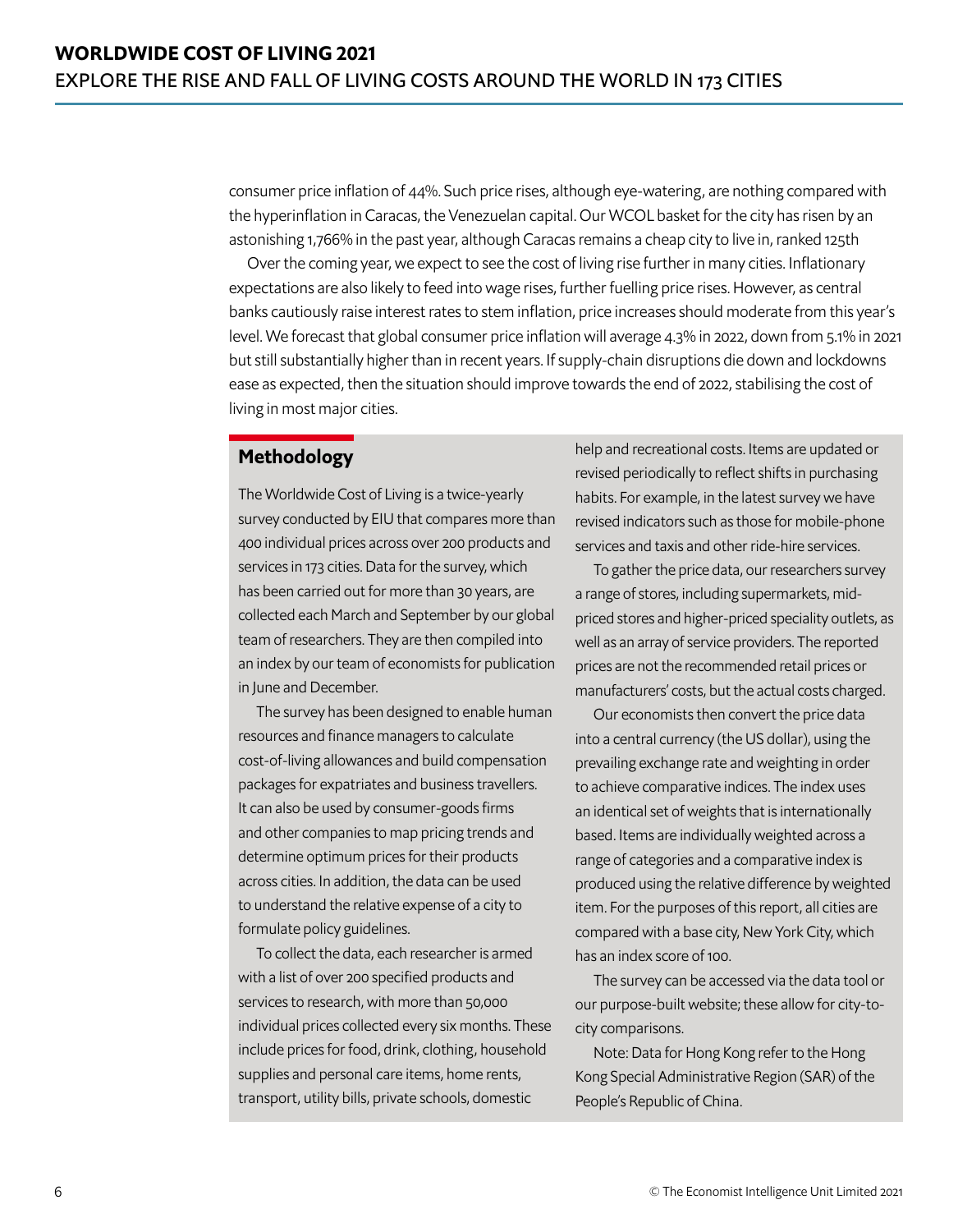consumer price inflation of 44%. Such price rises, although eye-watering, are nothing compared with the hyperinflation in Caracas, the Venezuelan capital. Our WCOL basket for the city has risen by an astonishing 1,766% in the past year, although Caracas remains a cheap city to live in, ranked 125th

Over the coming year, we expect to see the cost of living rise further in many cities. Inflationary expectations are also likely to feed into wage rises, further fuelling price rises. However, as central banks cautiously raise interest rates to stem inflation, price increases should moderate from this year's level. We forecast that global consumer price inflation will average 4.3% in 2022, down from 5.1% in 2021 but still substantially higher than in recent years. If supply-chain disruptions die down and lockdowns ease as expected, then the situation should improve towards the end of 2022, stabilising the cost of living in most major cities.

## Methodology

The Worldwide Cost of Living is a twice-yearly survey conducted by EIU that compares more than 400 individual prices across over 200 products and services in 173 cities. Data for the survey, which has been carried out for more than 30 years, are collected each March and September by our global team of researchers. They are then compiled into an index by our team of economists for publication in June and December.

The survey has been designed to enable human resources and finance managers to calculate cost-of-living allowances and build compensation packages for expatriates and business travellers. It can also be used by consumer-goods firms and other companies to map pricing trends and determine optimum prices for their products across cities. In addition, the data can be used to understand the relative expense of a city to formulate policy guidelines.

To collect the data, each researcher is armed with a list of over 200 specified products and services to research, with more than 50,000 individual prices collected every six months. These include prices for food, drink, clothing, household supplies and personal care items, home rents, transport, utility bills, private schools, domestic help and recreational costs. Items are updated or revised periodically to reflect shifts in purchasing habits. For example, in the latest survey we have revised indicators such as those for mobile-phone services and taxis and other ride-hire services.

To gather the price data, our researchers survey a range of stores, including supermarkets, mid-priced stores and higher-priced speciality outlets, as well as an array of service providers. The reported prices are not the recommended retail prices or manufacturers' costs, but the actual costs charged.

Our economists then convert the price data into a central currency (the US dollar), using the prevailing exchange rate and weighting in order to achieve comparative indices. The index uses an identical set of weights that is internationally based. Items are individually weighted across a range of categories and a comparative index is produced using the relative difference by weighted item. For the purposes of this report, all cities are compared with a base city, New York City, which has an index score of 100.

The survey can be accessed via the data tool or our purpose-built website; these allow for city-to-city comparisons.

Note: Data for Hong Kong refer to the Hong Kong Special Administrative Region (SAR) of the People's Republic of China.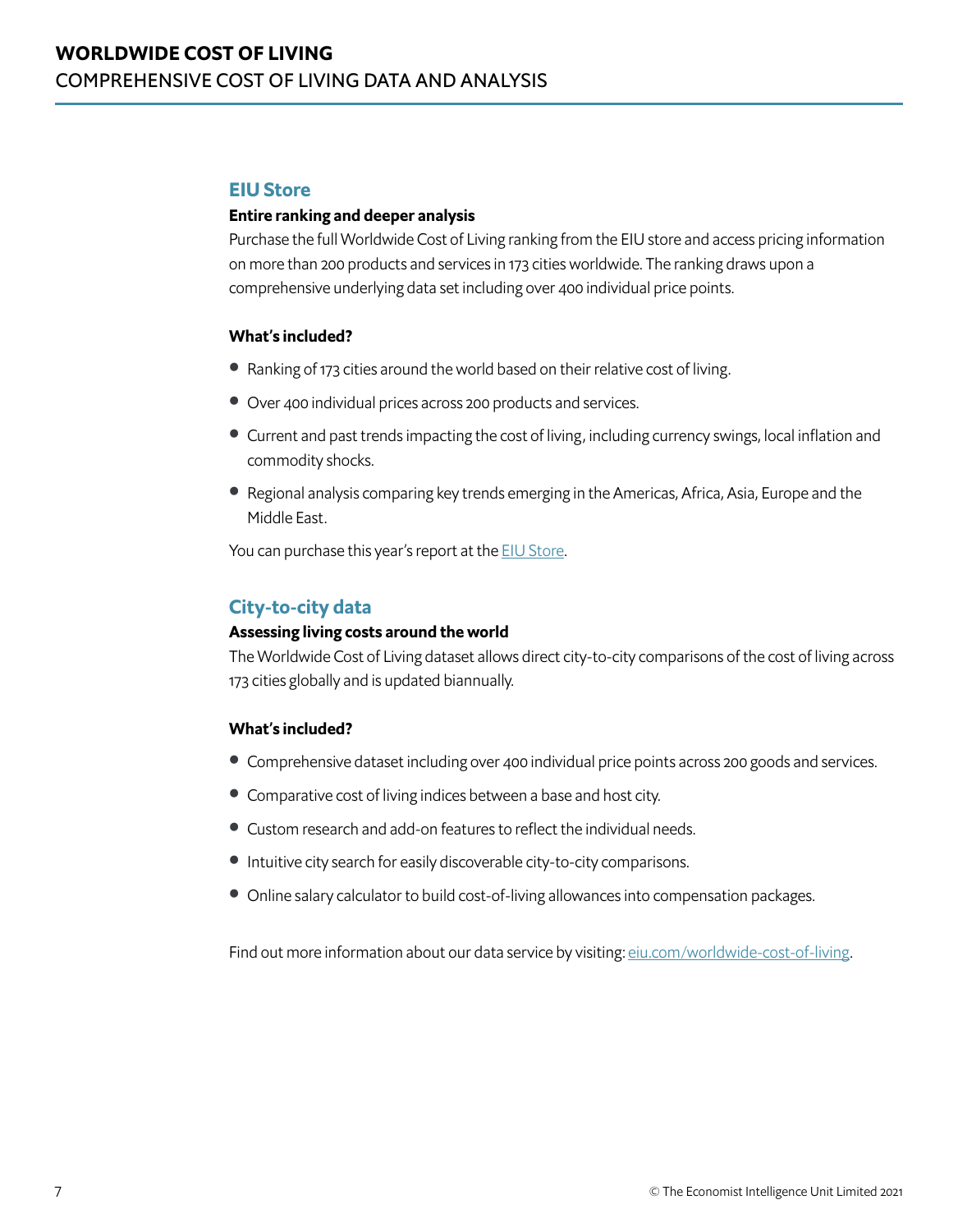## EIU Store

**Entire ranking and deeper analysis**

Purchase the full Worldwide Cost of Living ranking from the EIU store and access pricing information on more than 200 products and services in 173 cities worldwide. The ranking draws upon a comprehensive underlying data set including over 400 individual price points.

**What's included?**

- Ranking of 173 cities around the world based on their relative cost of living.
- Over 400 individual prices across 200 products and services.
- Current and past trends impacting the cost of living, including currency swings, local inflation and commodity shocks.
- Regional analysis comparing key trends emerging in the Americas, Africa, Asia, Europe and the Middle East.

You can purchase this year's report at the EIU Store.

## City-to-city data

**Assessing living costs around the world**

The Worldwide Cost of Living dataset allows direct city-to-city comparisons of the cost of living across 173 cities globally and is updated biannually.

**What's included?**

- Comprehensive dataset including over 400 individual price points across 200 goods and services.
- Comparative cost of living indices between a base and host city.
- Custom research and add-on features to reflect the individual needs.
- Intuitive city search for easily discoverable city-to-city comparisons.
- Online salary calculator to build cost-of-living allowances into compensation packages.

Find out more information about our data service by visiting: eiu.com/worldwide-cost-of-living.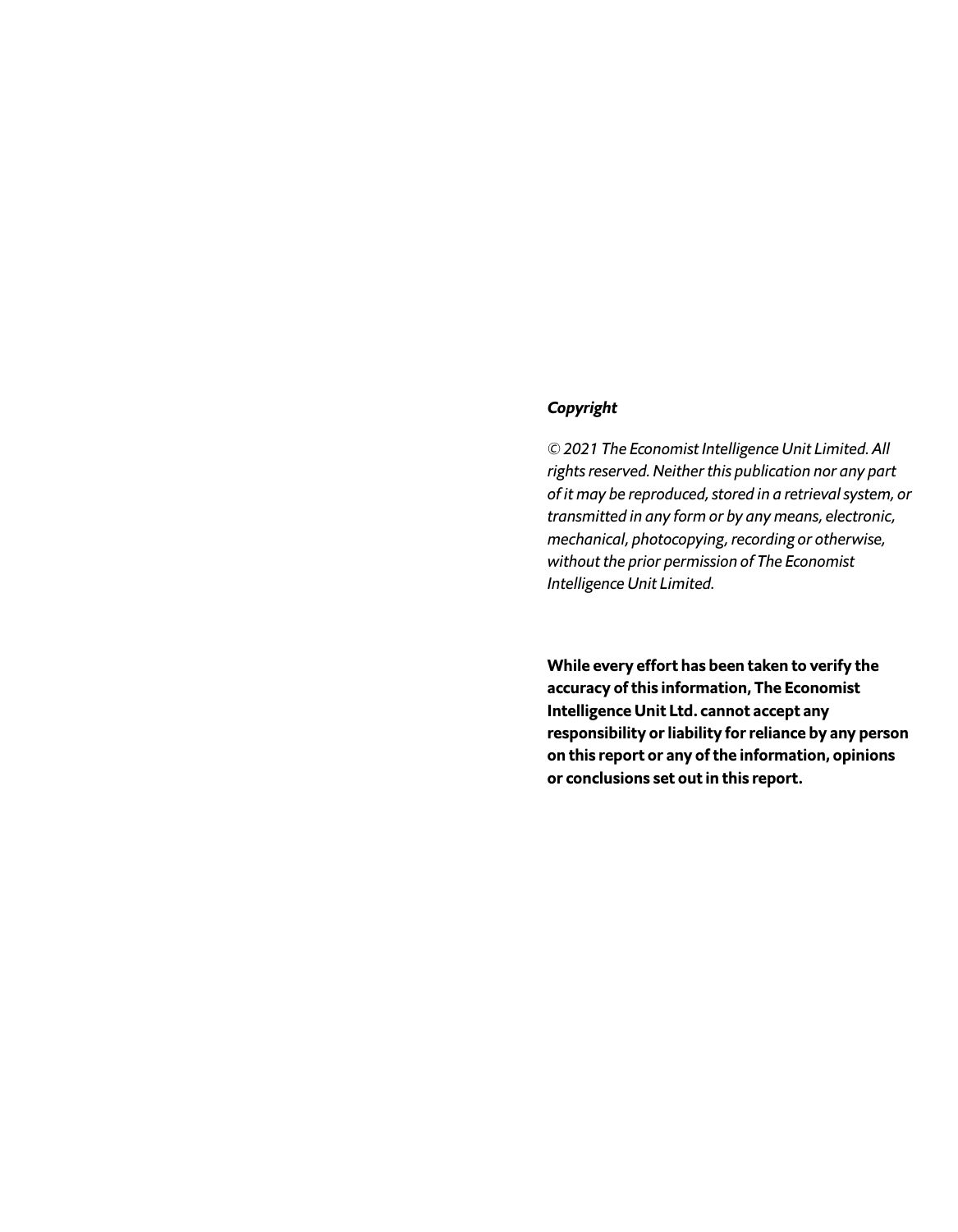***Copyright***

*© 2021 The Economist Intelligence Unit Limited. All rights reserved. Neither this publication nor any part of it may be reproduced, stored in a retrieval system, or transmitted in any form or by any means, electronic, mechanical, photocopying, recording or otherwise, without the prior permission of The Economist Intelligence Unit Limited.*

**While every effort has been taken to verify the accuracy of this information, The Economist Intelligence Unit Ltd. cannot accept any responsibility or liability for reliance by any person on this report or any of the information, opinions or conclusions set out in this report.**